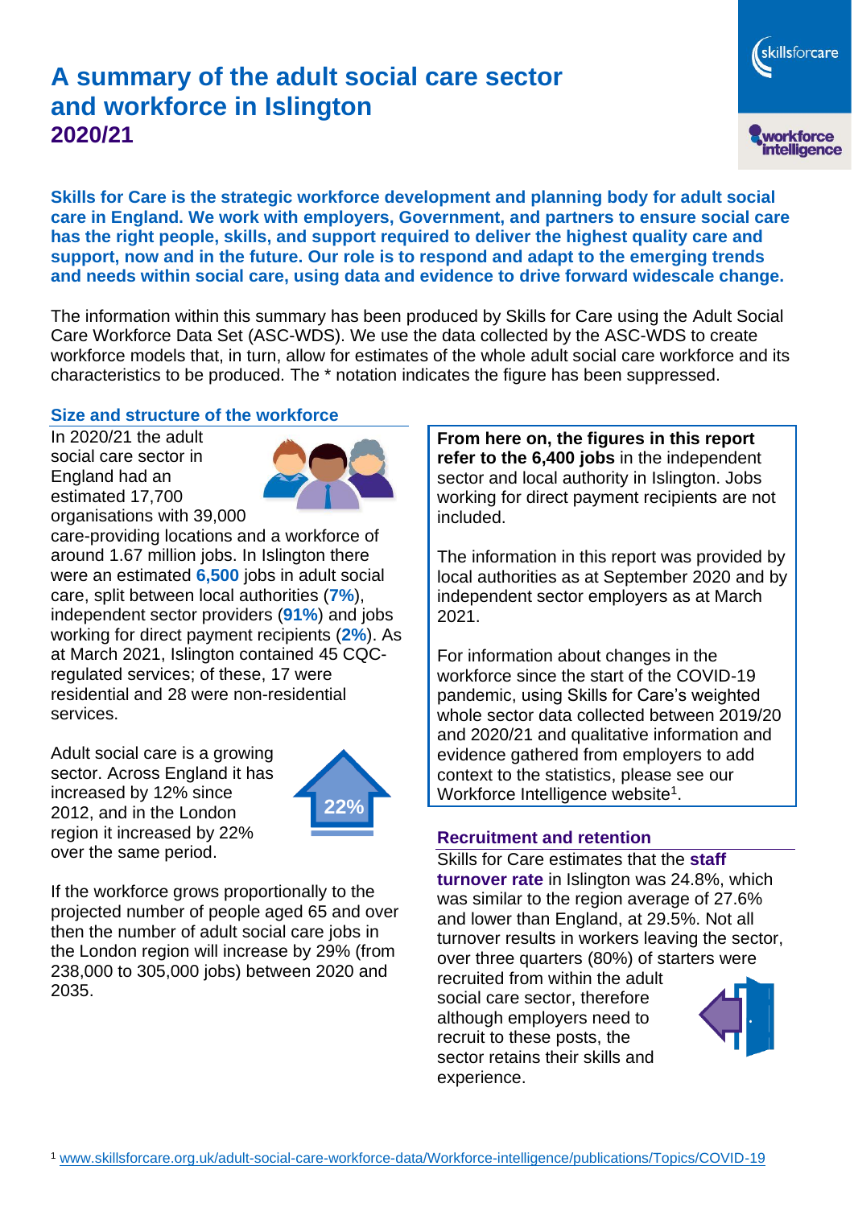# A summary of the adult social care sector and workforce in Islington
## 2020/21

**Skills for Care is the strategic workforce development and planning body for adult social care in England. We work with employers, Government, and partners to ensure social care has the right people, skills, and support required to deliver the highest quality care and support, now and in the future. Our role is to respond and adapt to the emerging trends and needs within social care, using data and evidence to drive forward widescale change.**

The information within this summary has been produced by Skills for Care using the Adult Social Care Workforce Data Set (ASC-WDS). We use the data collected by the ASC-WDS to create workforce models that, in turn, allow for estimates of the whole adult social care workforce and its characteristics to be produced. The * notation indicates the figure has been suppressed.

### Size and structure of the workforce

In 2020/21 the adult social care sector in England had an estimated 17,700 organisations with 39,000 care-providing locations and a workforce of around 1.67 million jobs. In Islington there were an estimated **6,500** jobs in adult social care, split between local authorities (**7%**), independent sector providers (**91%**) and jobs working for direct payment recipients (**2%**). As at March 2021, Islington contained 45 CQC-regulated services; of these, 17 were residential and 28 were non-residential services.

Adult social care is a growing sector. Across England it has increased by 12% since 2012, and in the London region it increased by 22% over the same period.

22%

If the workforce grows proportionally to the projected number of people aged 65 and over then the number of adult social care jobs in the London region will increase by 29% (from 238,000 to 305,000 jobs) between 2020 and 2035.

**From here on, the figures in this report refer to the 6,400 jobs** in the independent sector and local authority in Islington. Jobs working for direct payment recipients are not included.

The information in this report was provided by local authorities as at September 2020 and by independent sector employers as at March 2021.

For information about changes in the workforce since the start of the COVID-19 pandemic, using Skills for Care's weighted whole sector data collected between 2019/20 and 2020/21 and qualitative information and evidence gathered from employers to add context to the statistics, please see our Workforce Intelligence website[1].

### Recruitment and retention

Skills for Care estimates that the **staff turnover rate** in Islington was 24.8%, which was similar to the region average of 27.6% and lower than England, at 29.5%. Not all turnover results in workers leaving the sector, over three quarters (80%) of starters were recruited from within the adult social care sector, therefore although employers need to recruit to these posts, the sector retains their skills and experience.

[1] www.skillsforcare.org.uk/adult-social-care-workforce-data/Workforce-intelligence/publications/Topics/COVID-19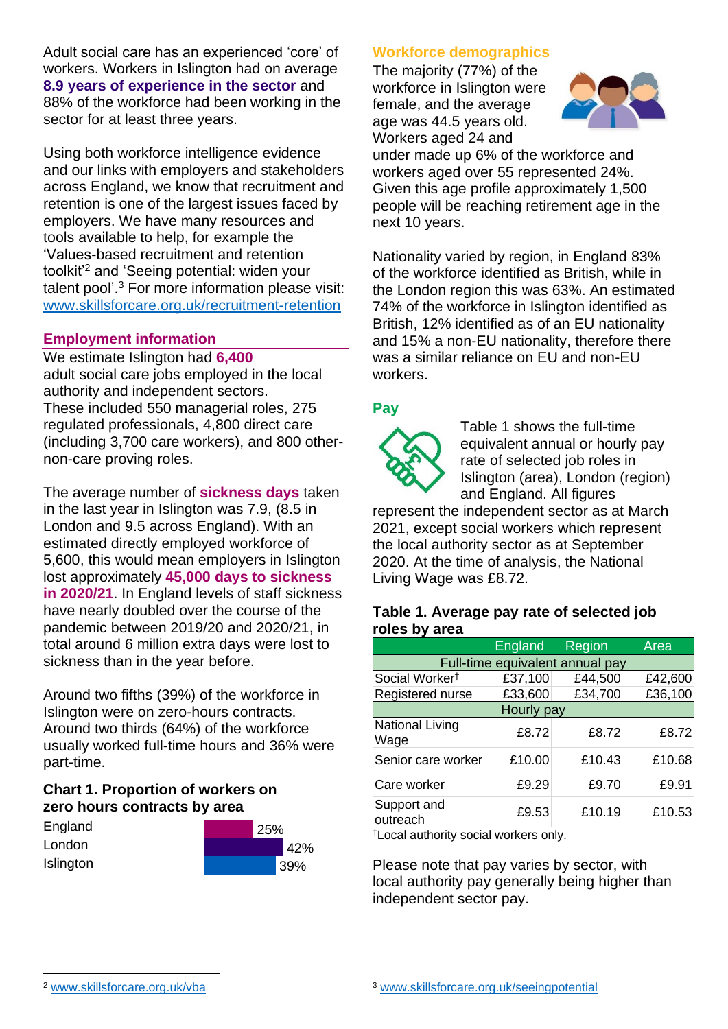Adult social care has an experienced 'core' of workers. Workers in Islington had on average **8.9 years of experience in the sector** and 88% of the workforce had been working in the sector for at least three years.

Using both workforce intelligence evidence and our links with employers and stakeholders across England, we know that recruitment and retention is one of the largest issues faced by employers. We have many resources and tools available to help, for example the 'Values-based recruitment and retention toolkit'[2] and 'Seeing potential: widen your talent pool'.[3] For more information please visit: www.skillsforcare.org.uk/recruitment-retention

## Employment information

We estimate Islington had **6,400** adult social care jobs employed in the local authority and independent sectors. These included 550 managerial roles, 275 regulated professionals, 4,800 direct care (including 3,700 care workers), and 800 other-non-care proving roles.

The average number of **sickness days** taken in the last year in Islington was 7.9, (8.5 in London and 9.5 across England). With an estimated directly employed workforce of 5,600, this would mean employers in Islington lost approximately **45,000 days to sickness in 2020/21**. In England levels of staff sickness have nearly doubled over the course of the pandemic between 2019/20 and 2020/21, in total around 6 million extra days were lost to sickness than in the year before.

Around two fifths (39%) of the workforce in Islington were on zero-hours contracts. Around two thirds (64%) of the workforce usually worked full-time hours and 36% were part-time.

### Chart 1. Proportion of workers on zero hours contracts by area

| Area | Proportion |
|---|---|
| England | 25% |
| London | 42% |
| Islington | 39% |

## Workforce demographics

The majority (77%) of the workforce in Islington were female, and the average age was 44.5 years old. Workers aged 24 and under made up 6% of the workforce and workers aged over 55 represented 24%. Given this age profile approximately 1,500 people will be reaching retirement age in the next 10 years.

Nationality varied by region, in England 83% of the workforce identified as British, while in the London region this was 63%. An estimated 74% of the workforce in Islington identified as British, 12% identified as of an EU nationality and 15% a non-EU nationality, therefore there was a similar reliance on EU and non-EU workers.

## Pay

Table 1 shows the full-time equivalent annual or hourly pay rate of selected job roles in Islington (area), London (region) and England. All figures represent the independent sector as at March 2021, except social workers which represent the local authority sector as at September 2020. At the time of analysis, the National Living Wage was £8.72.

### Table 1. Average pay rate of selected job roles by area

| | England | Region | Area |
|---|---|---|---|
| **Full-time equivalent annual pay** | | | |
| Social Worker† | £37,100 | £44,500 | £42,600 |
| Registered nurse | £33,600 | £34,700 | £36,100 |
| **Hourly pay** | | | |
| National Living Wage | £8.72 | £8.72 | £8.72 |
| Senior care worker | £10.00 | £10.43 | £10.68 |
| Care worker | £9.29 | £9.70 | £9.91 |
| Support and outreach | £9.53 | £10.19 | £10.53 |

†Local authority social workers only.

Please note that pay varies by sector, with local authority pay generally being higher than independent sector pay.

[2] www.skillsforcare.org.uk/vba

[3] www.skillsforcare.org.uk/seeingpotential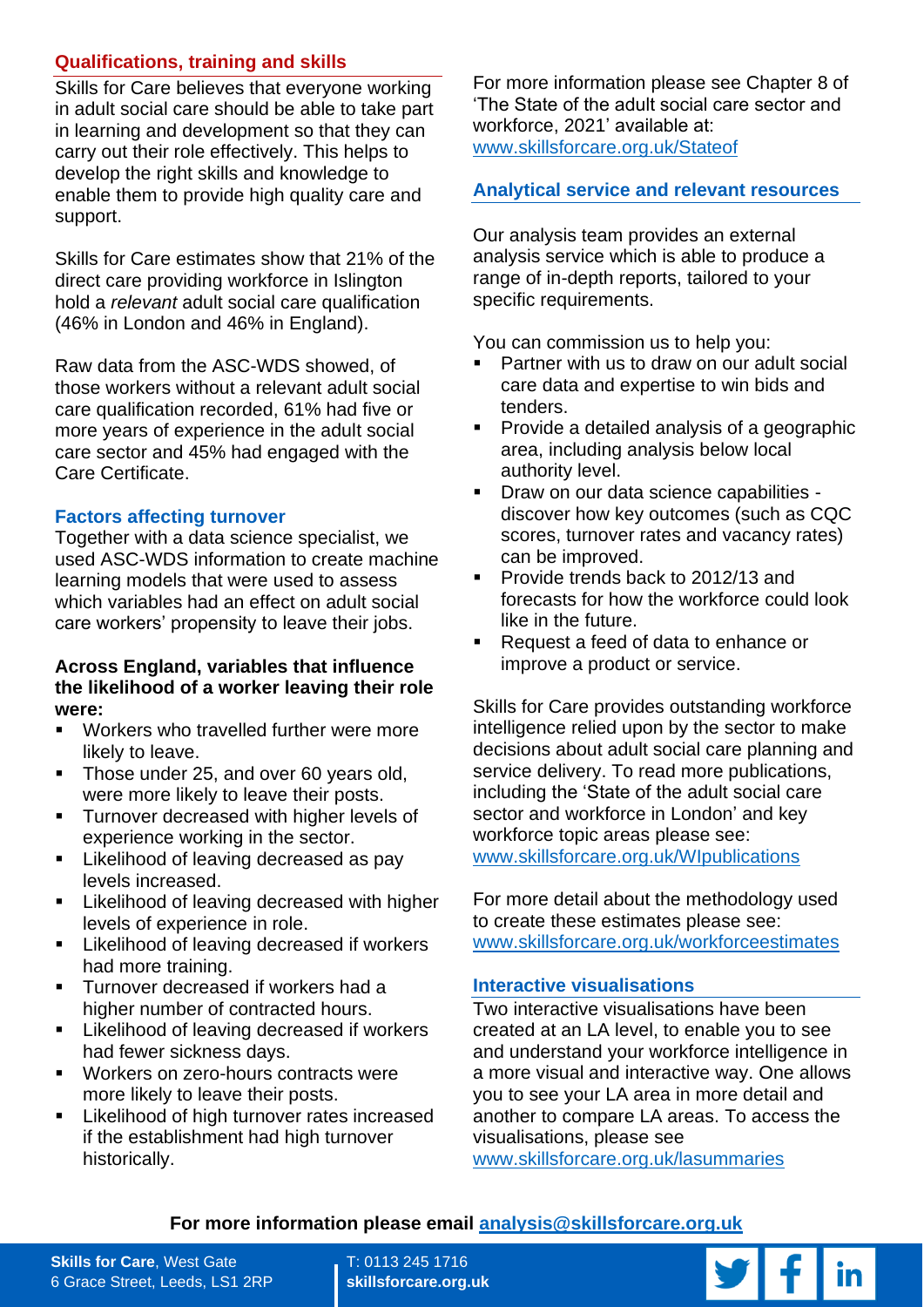## Qualifications, training and skills

Skills for Care believes that everyone working in adult social care should be able to take part in learning and development so that they can carry out their role effectively. This helps to develop the right skills and knowledge to enable them to provide high quality care and support.

Skills for Care estimates show that 21% of the direct care providing workforce in Islington hold a *relevant* adult social care qualification (46% in London and 46% in England).

Raw data from the ASC-WDS showed, of those workers without a relevant adult social care qualification recorded, 61% had five or more years of experience in the adult social care sector and 45% had engaged with the Care Certificate.

## Factors affecting turnover

Together with a data science specialist, we used ASC-WDS information to create machine learning models that were used to assess which variables had an effect on adult social care workers' propensity to leave their jobs.

**Across England, variables that influence the likelihood of a worker leaving their role were:**

- Workers who travelled further were more likely to leave.
- Those under 25, and over 60 years old, were more likely to leave their posts.
- Turnover decreased with higher levels of experience working in the sector.
- Likelihood of leaving decreased as pay levels increased.
- Likelihood of leaving decreased with higher levels of experience in role.
- Likelihood of leaving decreased if workers had more training.
- Turnover decreased if workers had a higher number of contracted hours.
- Likelihood of leaving decreased if workers had fewer sickness days.
- Workers on zero-hours contracts were more likely to leave their posts.
- Likelihood of high turnover rates increased if the establishment had high turnover historically.

For more information please see Chapter 8 of 'The State of the adult social care sector and workforce, 2021' available at: www.skillsforcare.org.uk/Stateof

## Analytical service and relevant resources

Our analysis team provides an external analysis service which is able to produce a range of in-depth reports, tailored to your specific requirements.

You can commission us to help you:

- Partner with us to draw on our adult social care data and expertise to win bids and tenders.
- Provide a detailed analysis of a geographic area, including analysis below local authority level.
- Draw on our data science capabilities - discover how key outcomes (such as CQC scores, turnover rates and vacancy rates) can be improved.
- Provide trends back to 2012/13 and forecasts for how the workforce could look like in the future.
- Request a feed of data to enhance or improve a product or service.

Skills for Care provides outstanding workforce intelligence relied upon by the sector to make decisions about adult social care planning and service delivery. To read more publications, including the 'State of the adult social care sector and workforce in London' and key workforce topic areas please see: www.skillsforcare.org.uk/WIpublications

For more detail about the methodology used to create these estimates please see: www.skillsforcare.org.uk/workforceestimates

## Interactive visualisations

Two interactive visualisations have been created at an LA level, to enable you to see and understand your workforce intelligence in a more visual and interactive way. One allows you to see your LA area in more detail and another to compare LA areas. To access the visualisations, please see www.skillsforcare.org.uk/lasummaries

**For more information please email analysis@skillsforcare.org.uk**

**Skills for Care**, West Gate
6 Grace Street, Leeds, LS1 2RP

T: 0113 245 1716
**skillsforcare.org.uk**